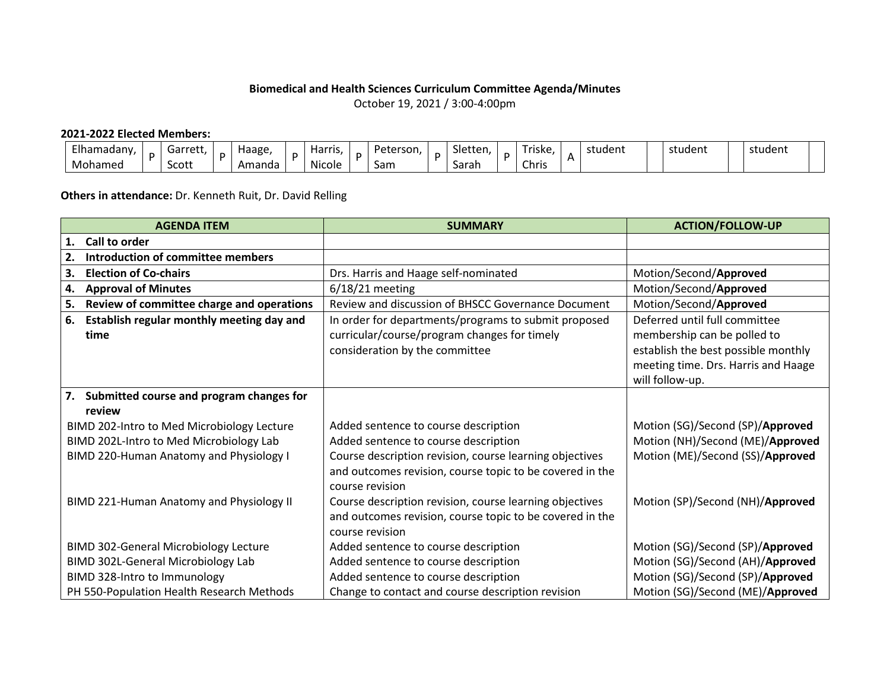**Biomedical and Health Sciences Curriculum Committee Agenda/Minutes**

October 19, 2021 / 3:00-4:00pm

**2021-2022 Elected Members:**

| Elhamadany, Mohamed | P | Garrett, Scott | P | Haage, Amanda | P | Harris, Nicole | P | Peterson, Sam | P | Sletten, Sarah | P | Triske, Chris | A | student | | student | | student | |
|---|---|---|---|---|---|---|---|---|---|---|---|---|---|---|---|---|---|---|---|

**Others in attendance:** Dr. Kenneth Ruit, Dr. David Relling

| AGENDA ITEM | SUMMARY | ACTION/FOLLOW-UP |
|---|---|---|
| **1. Call to order** | | |
| **2. Introduction of committee members** | | |
| **3. Election of Co-chairs** | Drs. Harris and Haage self-nominated | Motion/Second/**Approved** |
| **4. Approval of Minutes** | 6/18/21 meeting | Motion/Second/**Approved** |
| **5. Review of committee charge and operations** | Review and discussion of BHSCC Governance Document | Motion/Second/**Approved** |
| **6. Establish regular monthly meeting day and time** | In order for departments/programs to submit proposed curricular/course/program changes for timely consideration by the committee | Deferred until full committee membership can be polled to establish the best possible monthly meeting time. Drs. Harris and Haage will follow-up. |
| **7. Submitted course and program changes for review** | | |
| BIMD 202-Intro to Med Microbiology Lecture | Added sentence to course description | Motion (SG)/Second (SP)/**Approved** |
| BIMD 202L-Intro to Med Microbiology Lab | Added sentence to course description | Motion (NH)/Second (ME)/**Approved** |
| BIMD 220-Human Anatomy and Physiology I | Course description revision, course learning objectives and outcomes revision, course topic to be covered in the course revision | Motion (ME)/Second (SS)/**Approved** |
| BIMD 221-Human Anatomy and Physiology II | Course description revision, course learning objectives and outcomes revision, course topic to be covered in the course revision | Motion (SP)/Second (NH)/**Approved** |
| BIMD 302-General Microbiology Lecture | Added sentence to course description | Motion (SG)/Second (SP)/**Approved** |
| BIMD 302L-General Microbiology Lab | Added sentence to course description | Motion (SG)/Second (AH)/**Approved** |
| BIMD 328-Intro to Immunology | Added sentence to course description | Motion (SG)/Second (SP)/**Approved** |
| PH 550-Population Health Research Methods | Change to contact and course description revision | Motion (SG)/Second (ME)/**Approved** |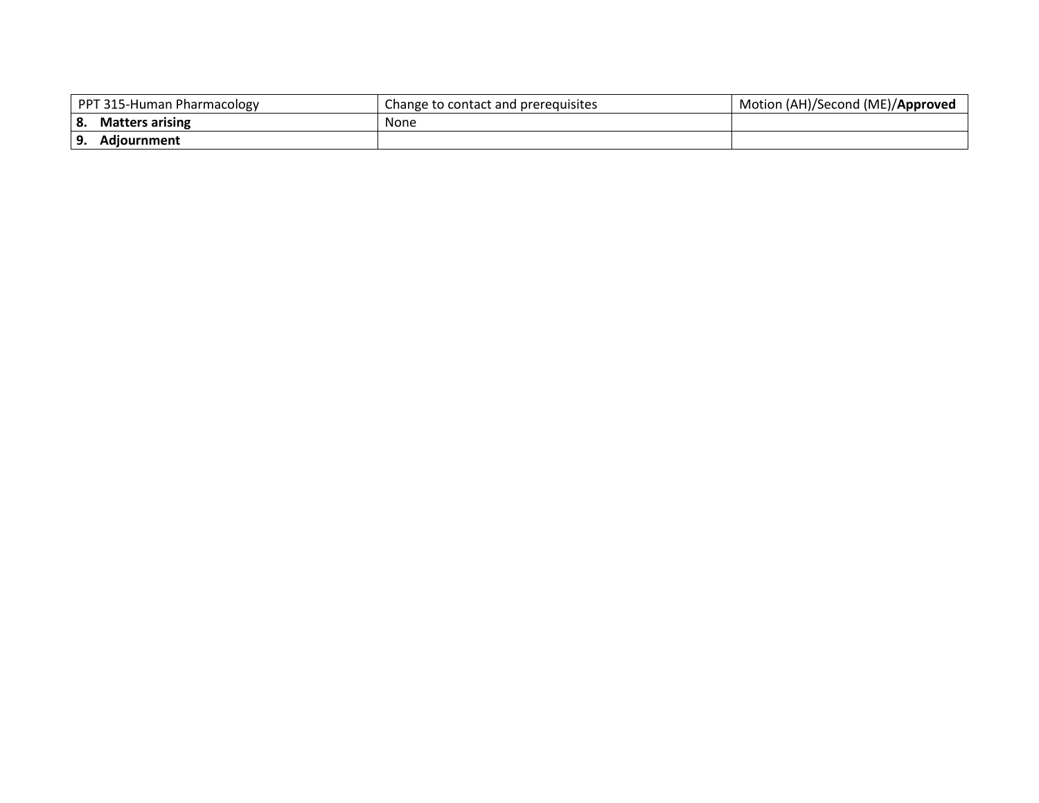| | | |
|---|---|---|
| PPT 315-Human Pharmacology | Change to contact and prerequisites | Motion (AH)/Second (ME)/**Approved** |
| **8. Matters arising** | None | |
| **9. Adjournment** | | |